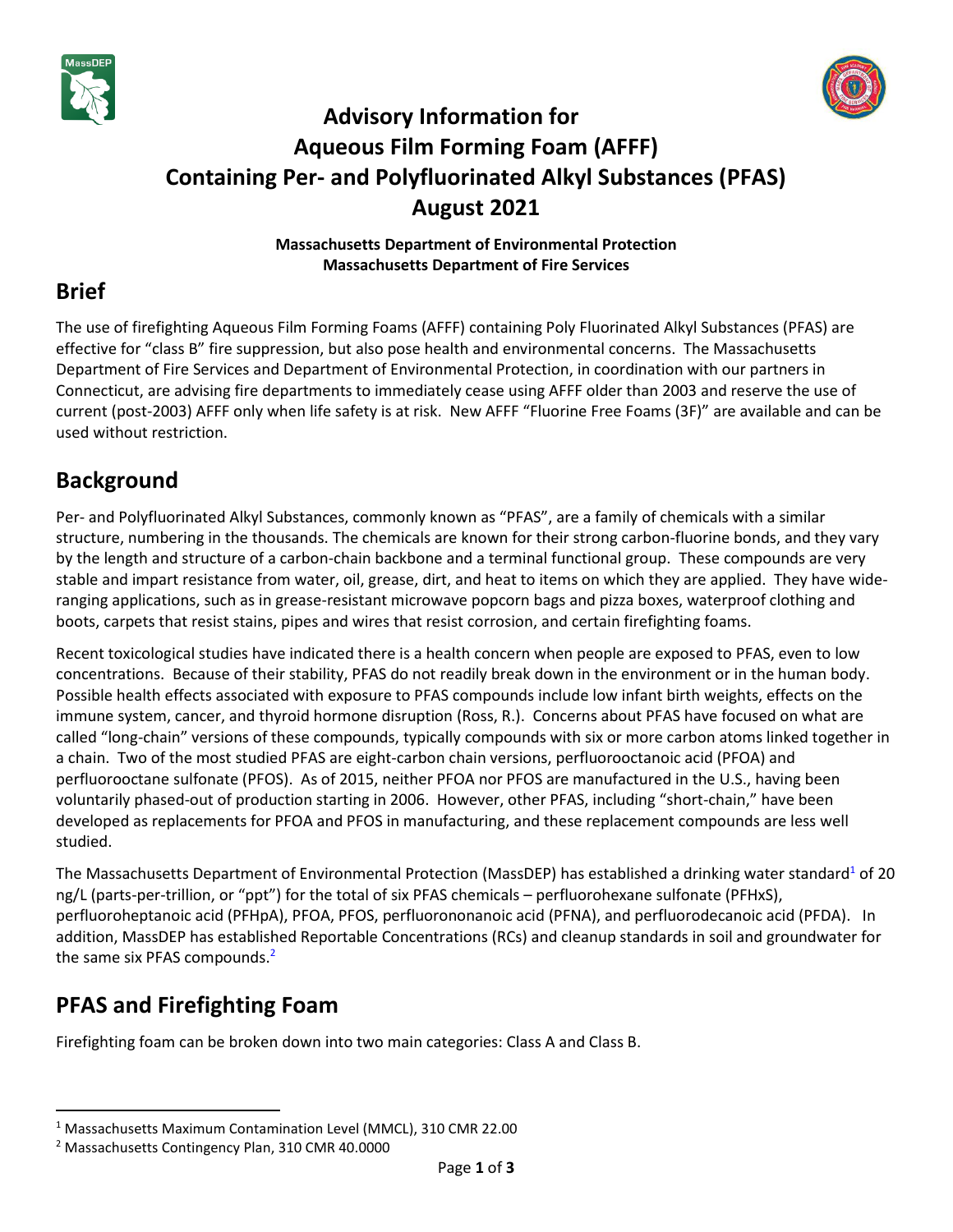# Advisory Information for Aqueous Film Forming Foam (AFFF) Containing Per- and Polyfluorinated Alkyl Substances (PFAS) August 2021

**Massachusetts Department of Environmental Protection**
**Massachusetts Department of Fire Services**

## Brief

The use of firefighting Aqueous Film Forming Foams (AFFF) containing Poly Fluorinated Alkyl Substances (PFAS) are effective for "class B" fire suppression, but also pose health and environmental concerns. The Massachusetts Department of Fire Services and Department of Environmental Protection, in coordination with our partners in Connecticut, are advising fire departments to immediately cease using AFFF older than 2003 and reserve the use of current (post-2003) AFFF only when life safety is at risk. New AFFF "Fluorine Free Foams (3F)" are available and can be used without restriction.

## Background

Per- and Polyfluorinated Alkyl Substances, commonly known as "PFAS", are a family of chemicals with a similar structure, numbering in the thousands. The chemicals are known for their strong carbon-fluorine bonds, and they vary by the length and structure of a carbon-chain backbone and a terminal functional group. These compounds are very stable and impart resistance from water, oil, grease, dirt, and heat to items on which they are applied. They have wide-ranging applications, such as in grease-resistant microwave popcorn bags and pizza boxes, waterproof clothing and boots, carpets that resist stains, pipes and wires that resist corrosion, and certain firefighting foams.

Recent toxicological studies have indicated there is a health concern when people are exposed to PFAS, even to low concentrations. Because of their stability, PFAS do not readily break down in the environment or in the human body. Possible health effects associated with exposure to PFAS compounds include low infant birth weights, effects on the immune system, cancer, and thyroid hormone disruption (Ross, R.). Concerns about PFAS have focused on what are called "long-chain" versions of these compounds, typically compounds with six or more carbon atoms linked together in a chain. Two of the most studied PFAS are eight-carbon chain versions, perfluorooctanoic acid (PFOA) and perfluorooctane sulfonate (PFOS). As of 2015, neither PFOA nor PFOS are manufactured in the U.S., having been voluntarily phased-out of production starting in 2006. However, other PFAS, including "short-chain," have been developed as replacements for PFOA and PFOS in manufacturing, and these replacement compounds are less well studied.

The Massachusetts Department of Environmental Protection (MassDEP) has established a drinking water standard[1] of 20 ng/L (parts-per-trillion, or "ppt") for the total of six PFAS chemicals – perfluorohexane sulfonate (PFHxS), perfluoroheptanoic acid (PFHpA), PFOA, PFOS, perfluorononanoic acid (PFNA), and perfluorodecanoic acid (PFDA). In addition, MassDEP has established Reportable Concentrations (RCs) and cleanup standards in soil and groundwater for the same six PFAS compounds.[2]

## PFAS and Firefighting Foam

Firefighting foam can be broken down into two main categories: Class A and Class B.

---

[1] Massachusetts Maximum Contamination Level (MMCL), 310 CMR 22.00

[2] Massachusetts Contingency Plan, 310 CMR 40.0000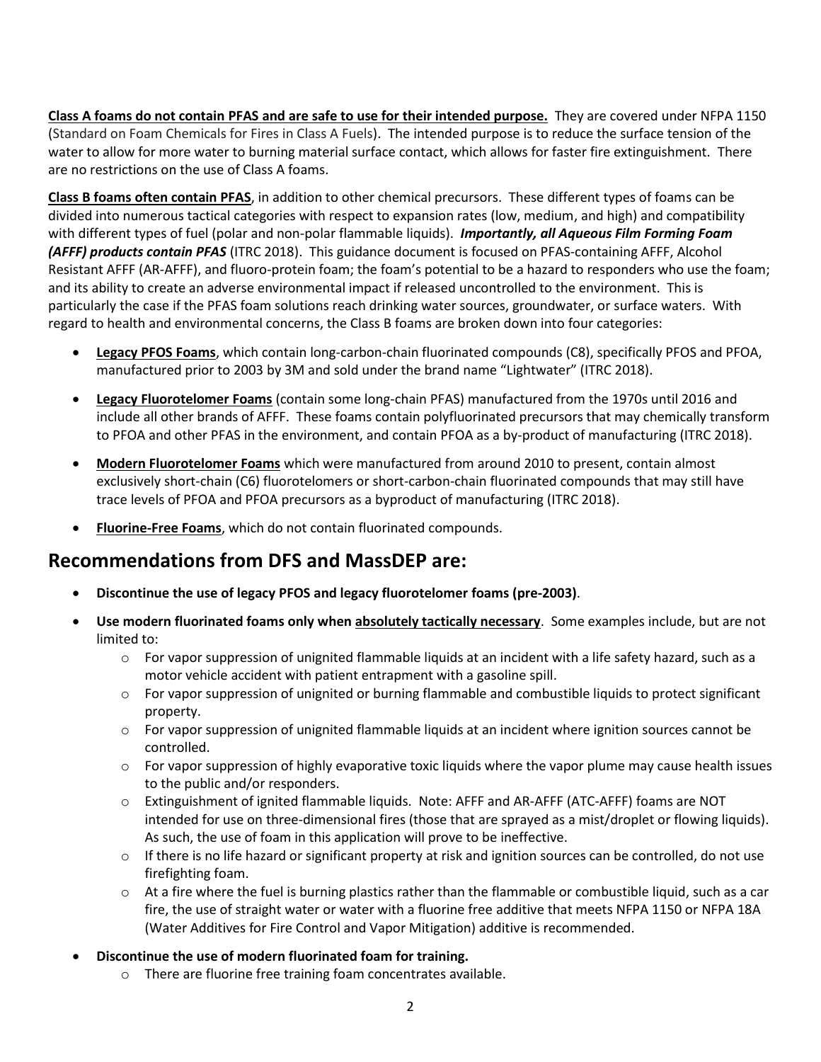**Class A foams do not contain PFAS and are safe to use for their intended purpose.** They are covered under NFPA 1150 (Standard on Foam Chemicals for Fires in Class A Fuels). The intended purpose is to reduce the surface tension of the water to allow for more water to burning material surface contact, which allows for faster fire extinguishment. There are no restrictions on the use of Class A foams.

**Class B foams often contain PFAS**, in addition to other chemical precursors. These different types of foams can be divided into numerous tactical categories with respect to expansion rates (low, medium, and high) and compatibility with different types of fuel (polar and non-polar flammable liquids). ***Importantly, all Aqueous Film Forming Foam (AFFF) products contain PFAS*** (ITRC 2018). This guidance document is focused on PFAS-containing AFFF, Alcohol Resistant AFFF (AR-AFFF), and fluoro-protein foam; the foam's potential to be a hazard to responders who use the foam; and its ability to create an adverse environmental impact if released uncontrolled to the environment. This is particularly the case if the PFAS foam solutions reach drinking water sources, groundwater, or surface waters. With regard to health and environmental concerns, the Class B foams are broken down into four categories:

- **Legacy PFOS Foams**, which contain long-carbon-chain fluorinated compounds (C8), specifically PFOS and PFOA, manufactured prior to 2003 by 3M and sold under the brand name "Lightwater" (ITRC 2018).
- **Legacy Fluorotelomer Foams** (contain some long-chain PFAS) manufactured from the 1970s until 2016 and include all other brands of AFFF. These foams contain polyfluorinated precursors that may chemically transform to PFOA and other PFAS in the environment, and contain PFOA as a by-product of manufacturing (ITRC 2018).
- **Modern Fluorotelomer Foams** which were manufactured from around 2010 to present, contain almost exclusively short-chain (C6) fluorotelomers or short-carbon-chain fluorinated compounds that may still have trace levels of PFOA and PFOA precursors as a byproduct of manufacturing (ITRC 2018).
- **Fluorine-Free Foams**, which do not contain fluorinated compounds.

## Recommendations from DFS and MassDEP are:

- **Discontinue the use of legacy PFOS and legacy fluorotelomer foams (pre-2003)**.
- **Use modern fluorinated foams only when absolutely tactically necessary**. Some examples include, but are not limited to:
  - For vapor suppression of unignited flammable liquids at an incident with a life safety hazard, such as a motor vehicle accident with patient entrapment with a gasoline spill.
  - For vapor suppression of unignited or burning flammable and combustible liquids to protect significant property.
  - For vapor suppression of unignited flammable liquids at an incident where ignition sources cannot be controlled.
  - For vapor suppression of highly evaporative toxic liquids where the vapor plume may cause health issues to the public and/or responders.
  - Extinguishment of ignited flammable liquids. Note: AFFF and AR-AFFF (ATC-AFFF) foams are NOT intended for use on three-dimensional fires (those that are sprayed as a mist/droplet or flowing liquids). As such, the use of foam in this application will prove to be ineffective.
  - If there is no life hazard or significant property at risk and ignition sources can be controlled, do not use firefighting foam.
  - At a fire where the fuel is burning plastics rather than the flammable or combustible liquid, such as a car fire, the use of straight water or water with a fluorine free additive that meets NFPA 1150 or NFPA 18A (Water Additives for Fire Control and Vapor Mitigation) additive is recommended.
- **Discontinue the use of modern fluorinated foam for training.**
  - There are fluorine free training foam concentrates available.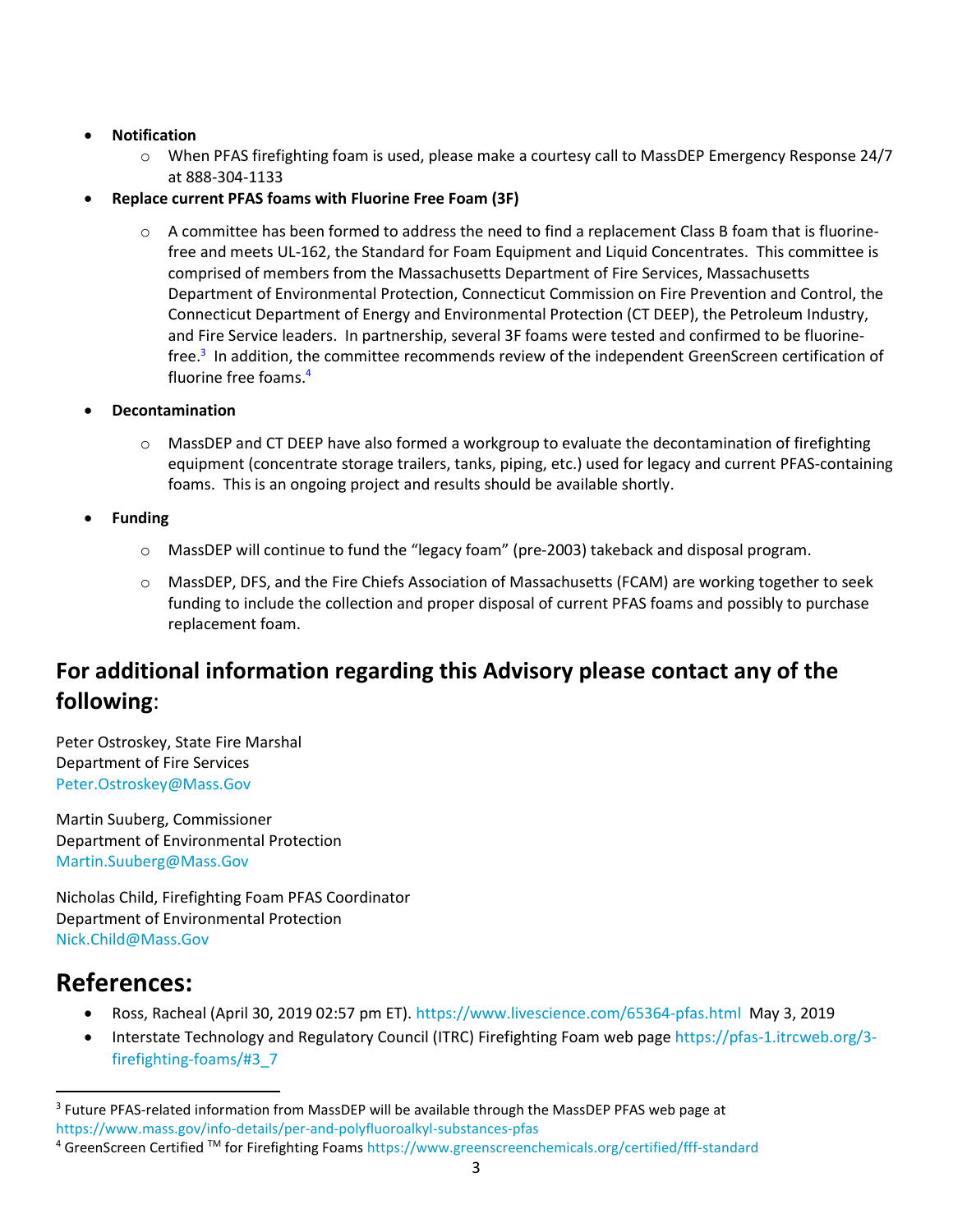- **Notification**
  - When PFAS firefighting foam is used, please make a courtesy call to MassDEP Emergency Response 24/7 at 888-304-1133
- **Replace current PFAS foams with Fluorine Free Foam (3F)**
  - A committee has been formed to address the need to find a replacement Class B foam that is fluorine-free and meets UL-162, the Standard for Foam Equipment and Liquid Concentrates. This committee is comprised of members from the Massachusetts Department of Fire Services, Massachusetts Department of Environmental Protection, Connecticut Commission on Fire Prevention and Control, the Connecticut Department of Energy and Environmental Protection (CT DEEP), the Petroleum Industry, and Fire Service leaders. In partnership, several 3F foams were tested and confirmed to be fluorine-free.[3] In addition, the committee recommends review of the independent GreenScreen certification of fluorine free foams.[4]
- **Decontamination**
  - MassDEP and CT DEEP have also formed a workgroup to evaluate the decontamination of firefighting equipment (concentrate storage trailers, tanks, piping, etc.) used for legacy and current PFAS-containing foams. This is an ongoing project and results should be available shortly.
- **Funding**
  - MassDEP will continue to fund the "legacy foam" (pre-2003) takeback and disposal program.
  - MassDEP, DFS, and the Fire Chiefs Association of Massachusetts (FCAM) are working together to seek funding to include the collection and proper disposal of current PFAS foams and possibly to purchase replacement foam.

## For additional information regarding this Advisory please contact any of the following:

Peter Ostroskey, State Fire Marshal
Department of Fire Services
Peter.Ostroskey@Mass.Gov

Martin Suuberg, Commissioner
Department of Environmental Protection
Martin.Suuberg@Mass.Gov

Nicholas Child, Firefighting Foam PFAS Coordinator
Department of Environmental Protection
Nick.Child@Mass.Gov

# References:

- Ross, Racheal (April 30, 2019 02:57 pm ET). https://www.livescience.com/65364-pfas.html May 3, 2019
- Interstate Technology and Regulatory Council (ITRC) Firefighting Foam web page https://pfas-1.itrcweb.org/3-firefighting-foams/#3_7

---

[3] Future PFAS-related information from MassDEP will be available through the MassDEP PFAS web page at https://www.mass.gov/info-details/per-and-polyfluoroalkyl-substances-pfas

[4] GreenScreen Certified ™ for Firefighting Foams https://www.greenscreenchemicals.org/certified/fff-standard